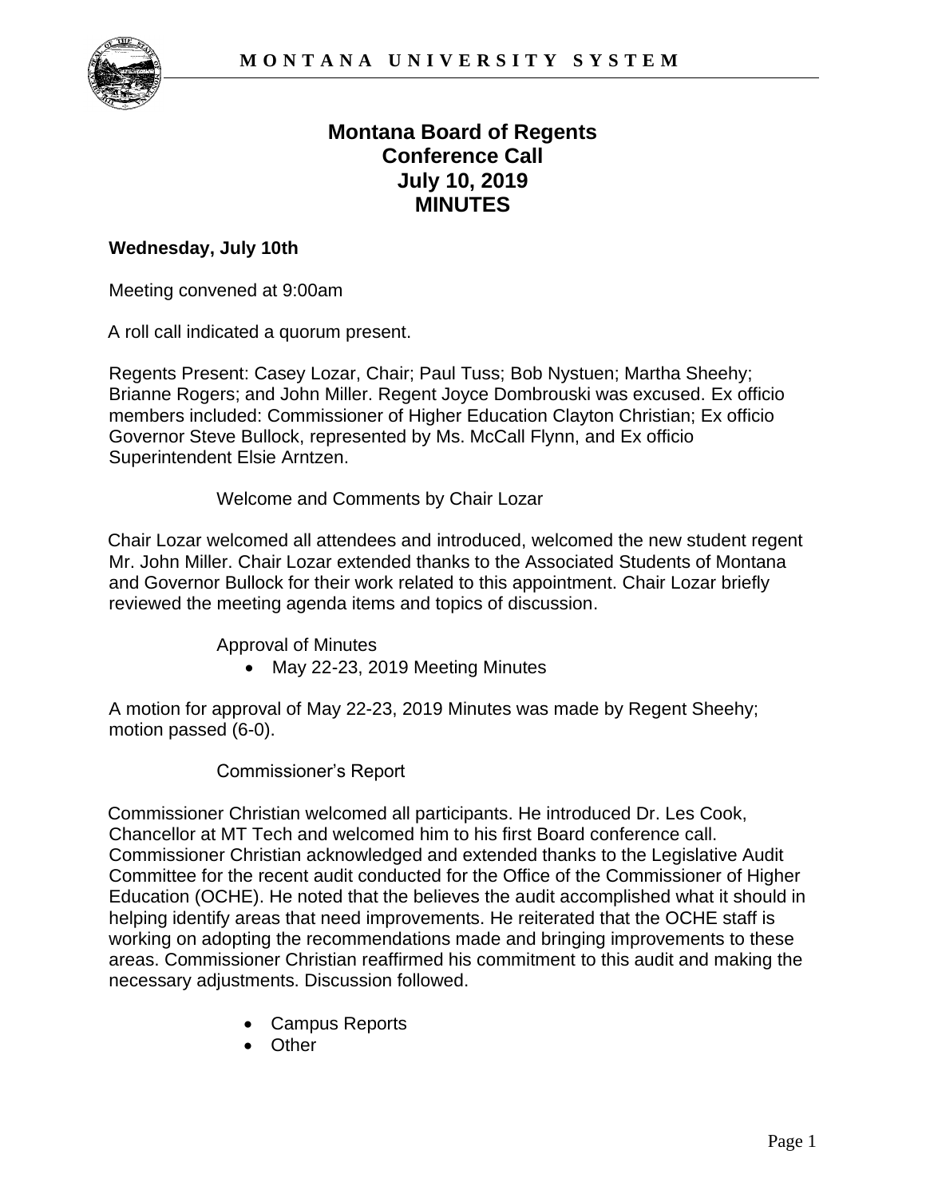# Montana Board of Regents
## Conference Call
## July 10, 2019
## MINUTES

**Wednesday, July 10th**

Meeting convened at 9:00am

A roll call indicated a quorum present.

Regents Present: Casey Lozar, Chair; Paul Tuss; Bob Nystuen; Martha Sheehy; Brianne Rogers; and John Miller. Regent Joyce Dombrouski was excused. Ex officio members included: Commissioner of Higher Education Clayton Christian; Ex officio Governor Steve Bullock, represented by Ms. McCall Flynn, and Ex officio Superintendent Elsie Arntzen.

Welcome and Comments by Chair Lozar

Chair Lozar welcomed all attendees and introduced, welcomed the new student regent Mr. John Miller. Chair Lozar extended thanks to the Associated Students of Montana and Governor Bullock for their work related to this appointment. Chair Lozar briefly reviewed the meeting agenda items and topics of discussion.

Approval of Minutes

- May 22-23, 2019 Meeting Minutes

A motion for approval of May 22-23, 2019 Minutes was made by Regent Sheehy; motion passed (6-0).

Commissioner's Report

Commissioner Christian welcomed all participants. He introduced Dr. Les Cook, Chancellor at MT Tech and welcomed him to his first Board conference call. Commissioner Christian acknowledged and extended thanks to the Legislative Audit Committee for the recent audit conducted for the Office of the Commissioner of Higher Education (OCHE). He noted that the believes the audit accomplished what it should in helping identify areas that need improvements. He reiterated that the OCHE staff is working on adopting the recommendations made and bringing improvements to these areas. Commissioner Christian reaffirmed his commitment to this audit and making the necessary adjustments. Discussion followed.

- Campus Reports
- Other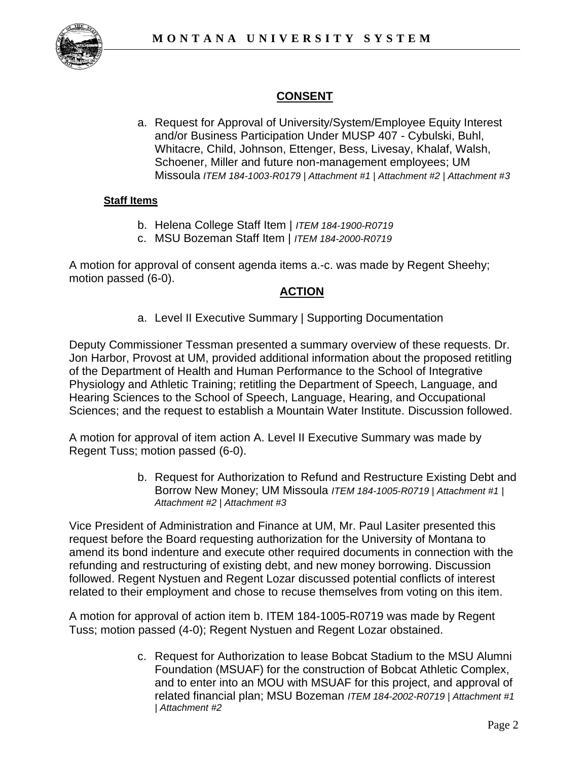## CONSENT

a. Request for Approval of University/System/Employee Equity Interest and/or Business Participation Under MUSP 407 - Cybulski, Buhl, Whitacre, Child, Johnson, Ettenger, Bess, Livesay, Khalaf, Walsh, Schoener, Miller and future non-management employees; UM Missoula *ITEM 184-1003-R0179 | Attachment #1 | Attachment #2 | Attachment #3*

**Staff Items**

b. Helena College Staff Item | *ITEM 184-1900-R0719*
c. MSU Bozeman Staff Item | *ITEM 184-2000-R0719*

A motion for approval of consent agenda items a.-c. was made by Regent Sheehy; motion passed (6-0).

## ACTION

a. Level II Executive Summary | Supporting Documentation

Deputy Commissioner Tessman presented a summary overview of these requests. Dr. Jon Harbor, Provost at UM, provided additional information about the proposed retitling of the Department of Health and Human Performance to the School of Integrative Physiology and Athletic Training; retitling the Department of Speech, Language, and Hearing Sciences to the School of Speech, Language, Hearing, and Occupational Sciences; and the request to establish a Mountain Water Institute. Discussion followed.

A motion for approval of item action A. Level II Executive Summary was made by Regent Tuss; motion passed (6-0).

b. Request for Authorization to Refund and Restructure Existing Debt and Borrow New Money; UM Missoula *ITEM 184-1005-R0719 | Attachment #1 | Attachment #2 | Attachment #3*

Vice President of Administration and Finance at UM, Mr. Paul Lasiter presented this request before the Board requesting authorization for the University of Montana to amend its bond indenture and execute other required documents in connection with the refunding and restructuring of existing debt, and new money borrowing. Discussion followed. Regent Nystuen and Regent Lozar discussed potential conflicts of interest related to their employment and chose to recuse themselves from voting on this item.

A motion for approval of action item b. ITEM 184-1005-R0719 was made by Regent Tuss; motion passed (4-0); Regent Nystuen and Regent Lozar obstained.

c. Request for Authorization to lease Bobcat Stadium to the MSU Alumni Foundation (MSUAF) for the construction of Bobcat Athletic Complex, and to enter into an MOU with MSUAF for this project, and approval of related financial plan; MSU Bozeman *ITEM 184-2002-R0719 | Attachment #1 | Attachment #2*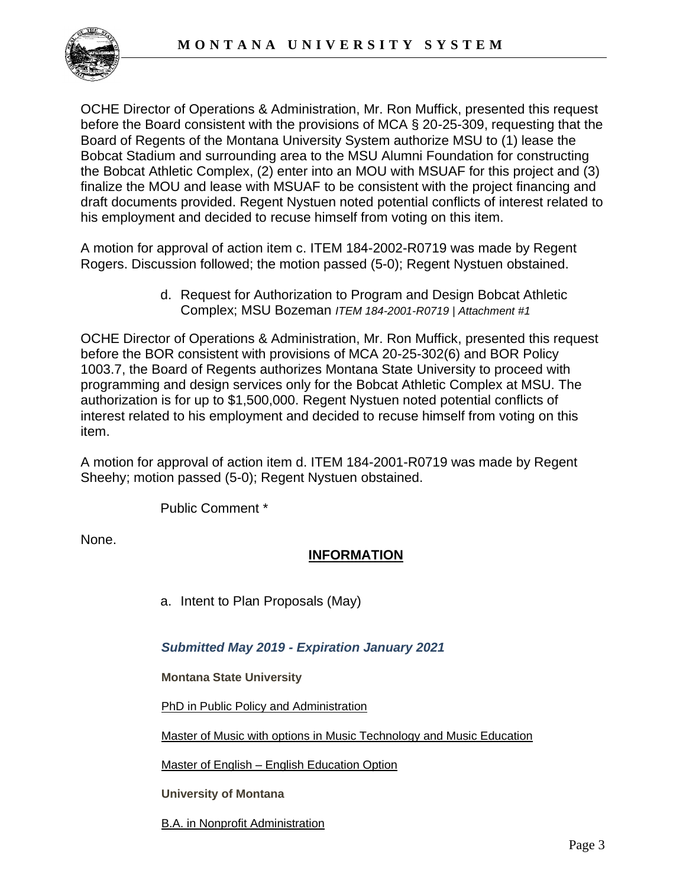OCHE Director of Operations & Administration, Mr. Ron Muffick, presented this request before the Board consistent with the provisions of MCA § 20-25-309, requesting that the Board of Regents of the Montana University System authorize MSU to (1) lease the Bobcat Stadium and surrounding area to the MSU Alumni Foundation for constructing the Bobcat Athletic Complex, (2) enter into an MOU with MSUAF for this project and (3) finalize the MOU and lease with MSUAF to be consistent with the project financing and draft documents provided. Regent Nystuen noted potential conflicts of interest related to his employment and decided to recuse himself from voting on this item.

A motion for approval of action item c. ITEM 184-2002-R0719 was made by Regent Rogers. Discussion followed; the motion passed (5-0); Regent Nystuen obstained.

d. Request for Authorization to Program and Design Bobcat Athletic Complex; MSU Bozeman *ITEM 184-2001-R0719 | Attachment #1*

OCHE Director of Operations & Administration, Mr. Ron Muffick, presented this request before the BOR consistent with provisions of MCA 20-25-302(6) and BOR Policy 1003.7, the Board of Regents authorizes Montana State University to proceed with programming and design services only for the Bobcat Athletic Complex at MSU. The authorization is for up to $1,500,000. Regent Nystuen noted potential conflicts of interest related to his employment and decided to recuse himself from voting on this item.

A motion for approval of action item d. ITEM 184-2001-R0719 was made by Regent Sheehy; motion passed (5-0); Regent Nystuen obstained.

Public Comment *

None.

## INFORMATION

a. Intent to Plan Proposals (May)

***Submitted May 2019 - Expiration January 2021***

**Montana State University**

PhD in Public Policy and Administration

Master of Music with options in Music Technology and Music Education

Master of English – English Education Option

**University of Montana**

B.A. in Nonprofit Administration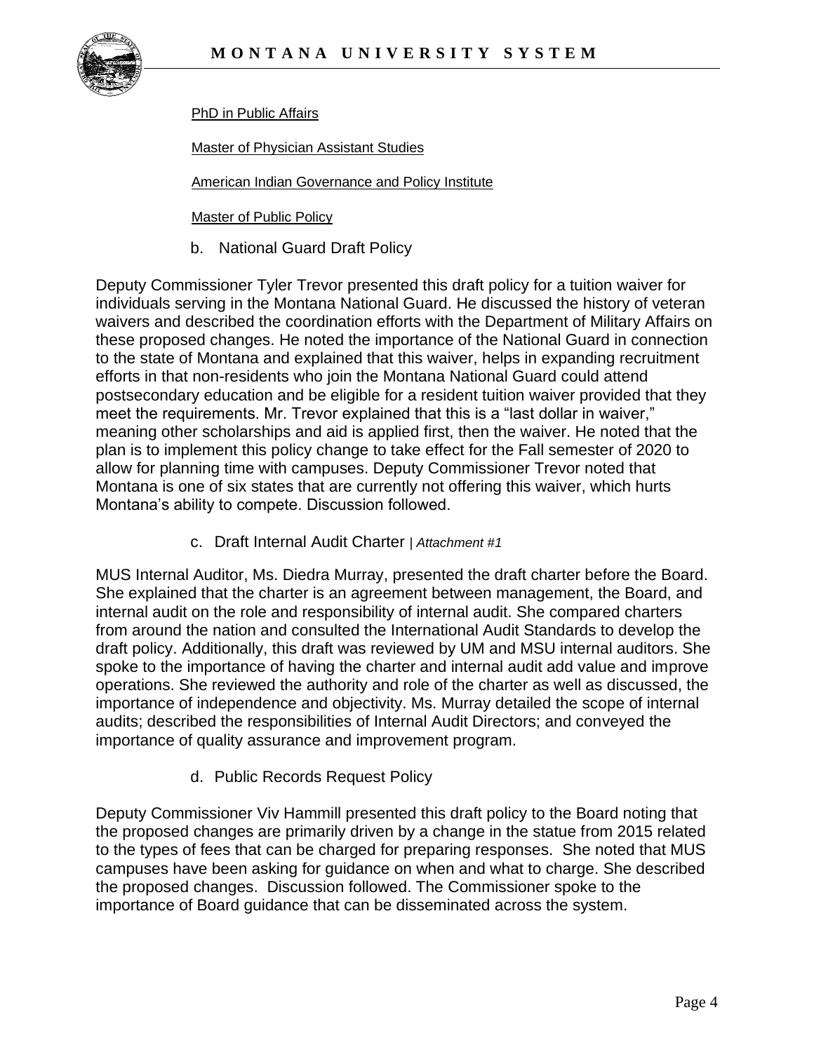PhD in Public Affairs

Master of Physician Assistant Studies

American Indian Governance and Policy Institute

Master of Public Policy

b. National Guard Draft Policy

Deputy Commissioner Tyler Trevor presented this draft policy for a tuition waiver for individuals serving in the Montana National Guard. He discussed the history of veteran waivers and described the coordination efforts with the Department of Military Affairs on these proposed changes. He noted the importance of the National Guard in connection to the state of Montana and explained that this waiver, helps in expanding recruitment efforts in that non-residents who join the Montana National Guard could attend postsecondary education and be eligible for a resident tuition waiver provided that they meet the requirements. Mr. Trevor explained that this is a "last dollar in waiver," meaning other scholarships and aid is applied first, then the waiver. He noted that the plan is to implement this policy change to take effect for the Fall semester of 2020 to allow for planning time with campuses. Deputy Commissioner Trevor noted that Montana is one of six states that are currently not offering this waiver, which hurts Montana's ability to compete. Discussion followed.

c. Draft Internal Audit Charter | *Attachment #1*

MUS Internal Auditor, Ms. Diedra Murray, presented the draft charter before the Board. She explained that the charter is an agreement between management, the Board, and internal audit on the role and responsibility of internal audit. She compared charters from around the nation and consulted the International Audit Standards to develop the draft policy. Additionally, this draft was reviewed by UM and MSU internal auditors. She spoke to the importance of having the charter and internal audit add value and improve operations. She reviewed the authority and role of the charter as well as discussed, the importance of independence and objectivity. Ms. Murray detailed the scope of internal audits; described the responsibilities of Internal Audit Directors; and conveyed the importance of quality assurance and improvement program.

d. Public Records Request Policy

Deputy Commissioner Viv Hammill presented this draft policy to the Board noting that the proposed changes are primarily driven by a change in the statue from 2015 related to the types of fees that can be charged for preparing responses. She noted that MUS campuses have been asking for guidance on when and what to charge. She described the proposed changes. Discussion followed. The Commissioner spoke to the importance of Board guidance that can be disseminated across the system.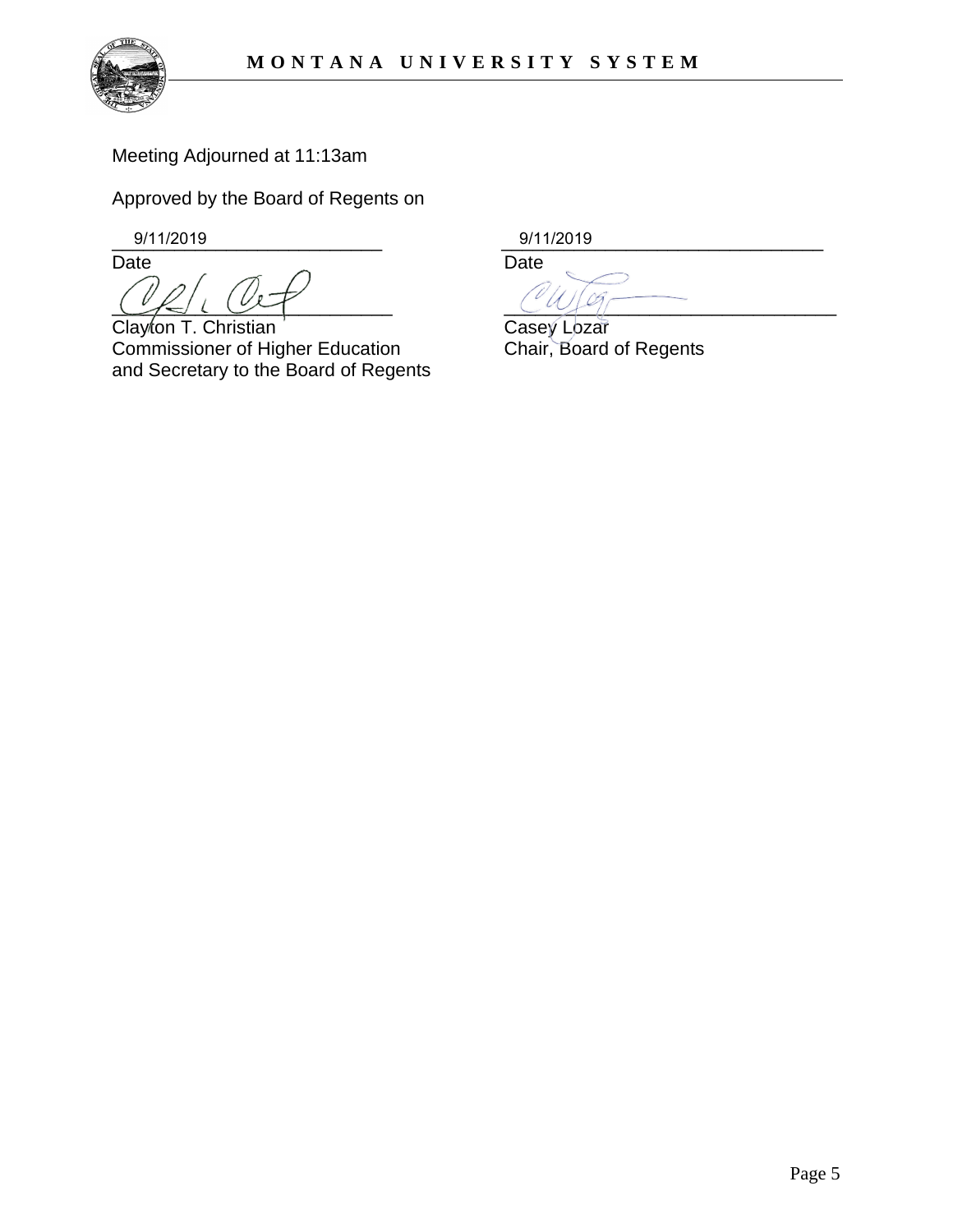Meeting Adjourned at 11:13am

Approved by the Board of Regents on

| | |
|---|---|
| 9/11/2019 | 9/11/2019 |
| Date | Date |
| Clayton T. Christian<br>Commissioner of Higher Education<br>and Secretary to the Board of Regents | Casey Lozar<br>Chair, Board of Regents |